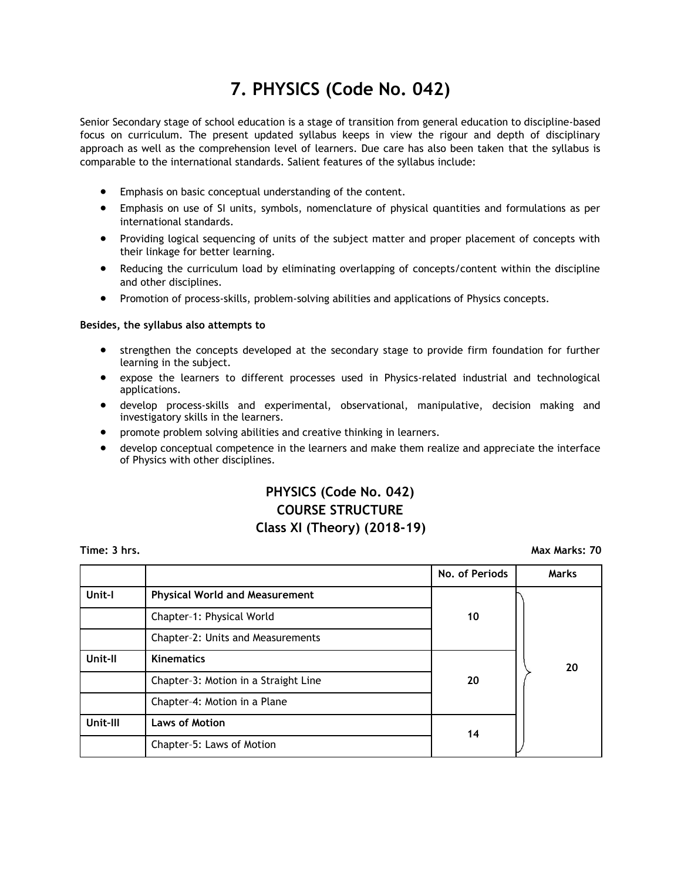# 7. PHYSICS (Code No. 042)

Senior Secondary stage of school education is a stage of transition from general education to discipline-based focus on curriculum. The present updated syllabus keeps in view the rigour and depth of disciplinary approach as well as the comprehension level of learners. Due care has also been taken that the syllabus is comparable to the international standards. Salient features of the syllabus include:

- Emphasis on basic conceptual understanding of the content.
- Emphasis on use of SI units, symbols, nomenclature of physical quantities and formulations as per international standards.
- Providing logical sequencing of units of the subject matter and proper placement of concepts with their linkage for better learning.
- Reducing the curriculum load by eliminating overlapping of concepts/content within the discipline and other disciplines.
- Promotion of process-skills, problem-solving abilities and applications of Physics concepts.

**Besides, the syllabus also attempts to**

- strengthen the concepts developed at the secondary stage to provide firm foundation for further learning in the subject.
- expose the learners to different processes used in Physics-related industrial and technological applications.
- develop process-skills and experimental, observational, manipulative, decision making and investigatory skills in the learners.
- promote problem solving abilities and creative thinking in learners.
- develop conceptual competence in the learners and make them realize and appreciate the interface of Physics with other disciplines.

## PHYSICS (Code No. 042)
## COURSE STRUCTURE
## Class XI (Theory) (2018-19)

**Time: 3 hrs.** **Max Marks: 70**

| | | No. of Periods | Marks |
|---|---|---|---|
| Unit-I | **Physical World and Measurement** | 10 | 20 |
| | Chapter–1: Physical World | | |
| | Chapter–2: Units and Measurements | | |
| Unit-II | **Kinematics** | 20 | |
| | Chapter–3: Motion in a Straight Line | | |
| | Chapter–4: Motion in a Plane | | |
| Unit-III | **Laws of Motion** | 14 | |
| | Chapter–5: Laws of Motion | | |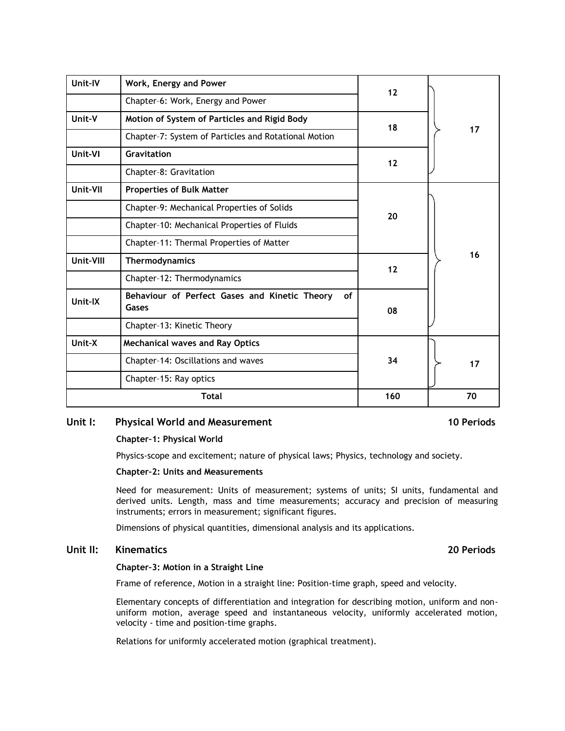| | | | |
|---|---|---|---|
| Unit-IV | **Work, Energy and Power** | 12 | 17 |
| | Chapter–6: Work, Energy and Power | | |
| Unit-V | **Motion of System of Particles and Rigid Body** | 18 | |
| | Chapter–7: System of Particles and Rotational Motion | | |
| Unit-VI | **Gravitation** | 12 | |
| | Chapter–8: Gravitation | | |
| Unit-VII | **Properties of Bulk Matter** | 20 | 16 |
| | Chapter–9: Mechanical Properties of Solids | | |
| | Chapter–10: Mechanical Properties of Fluids | | |
| | Chapter–11: Thermal Properties of Matter | | |
| Unit-VIII | **Thermodynamics** | 12 | |
| | Chapter–12: Thermodynamics | | |
| Unit-IX | **Behaviour of Perfect Gases and Kinetic Theory of Gases** | 08 | |
| | Chapter–13: Kinetic Theory | | |
| Unit-X | **Mechanical waves and Ray Optics** | 34 | 17 |
| | Chapter–14: Oscillations and waves | | |
| | Chapter–15: Ray optics | | |
| **Total** | | **160** | **70** |

## Unit I: Physical World and Measurement — 10 Periods

**Chapter–1: Physical World**

Physics-scope and excitement; nature of physical laws; Physics, technology and society.

**Chapter–2: Units and Measurements**

Need for measurement: Units of measurement; systems of units; SI units, fundamental and derived units. Length, mass and time measurements; accuracy and precision of measuring instruments; errors in measurement; significant figures.

Dimensions of physical quantities, dimensional analysis and its applications.

## Unit II: Kinematics — 20 Periods

**Chapter–3: Motion in a Straight Line**

Frame of reference, Motion in a straight line: Position-time graph, speed and velocity.

Elementary concepts of differentiation and integration for describing motion, uniform and non-uniform motion, average speed and instantaneous velocity, uniformly accelerated motion, velocity - time and position-time graphs.

Relations for uniformly accelerated motion (graphical treatment).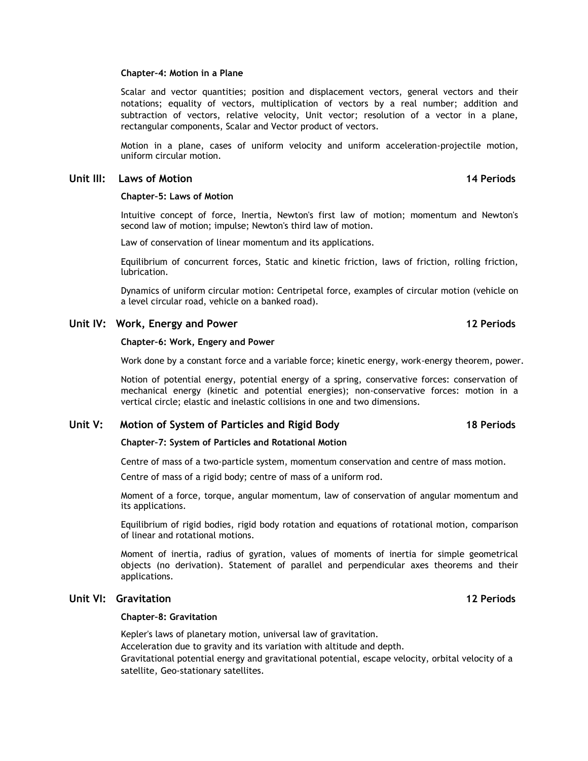**Chapter–4: Motion in a Plane**

Scalar and vector quantities; position and displacement vectors, general vectors and their notations; equality of vectors, multiplication of vectors by a real number; addition and subtraction of vectors, relative velocity, Unit vector; resolution of a vector in a plane, rectangular components, Scalar and Vector product of vectors.

Motion in a plane, cases of uniform velocity and uniform acceleration-projectile motion, uniform circular motion.

## Unit III: Laws of Motion — 14 Periods

**Chapter–5: Laws of Motion**

Intuitive concept of force, Inertia, Newton's first law of motion; momentum and Newton's second law of motion; impulse; Newton's third law of motion.

Law of conservation of linear momentum and its applications.

Equilibrium of concurrent forces, Static and kinetic friction, laws of friction, rolling friction, lubrication.

Dynamics of uniform circular motion: Centripetal force, examples of circular motion (vehicle on a level circular road, vehicle on a banked road).

## Unit IV: Work, Energy and Power — 12 Periods

**Chapter–6: Work, Engery and Power**

Work done by a constant force and a variable force; kinetic energy, work-energy theorem, power.

Notion of potential energy, potential energy of a spring, conservative forces: conservation of mechanical energy (kinetic and potential energies); non-conservative forces: motion in a vertical circle; elastic and inelastic collisions in one and two dimensions.

## Unit V: Motion of System of Particles and Rigid Body — 18 Periods

**Chapter–7: System of Particles and Rotational Motion**

Centre of mass of a two-particle system, momentum conservation and centre of mass motion.

Centre of mass of a rigid body; centre of mass of a uniform rod.

Moment of a force, torque, angular momentum, law of conservation of angular momentum and its applications.

Equilibrium of rigid bodies, rigid body rotation and equations of rotational motion, comparison of linear and rotational motions.

Moment of inertia, radius of gyration, values of moments of inertia for simple geometrical objects (no derivation). Statement of parallel and perpendicular axes theorems and their applications.

## Unit VI: Gravitation — 12 Periods

**Chapter–8: Gravitation**

Kepler's laws of planetary motion, universal law of gravitation.
Acceleration due to gravity and its variation with altitude and depth.
Gravitational potential energy and gravitational potential, escape velocity, orbital velocity of a satellite, Geo-stationary satellites.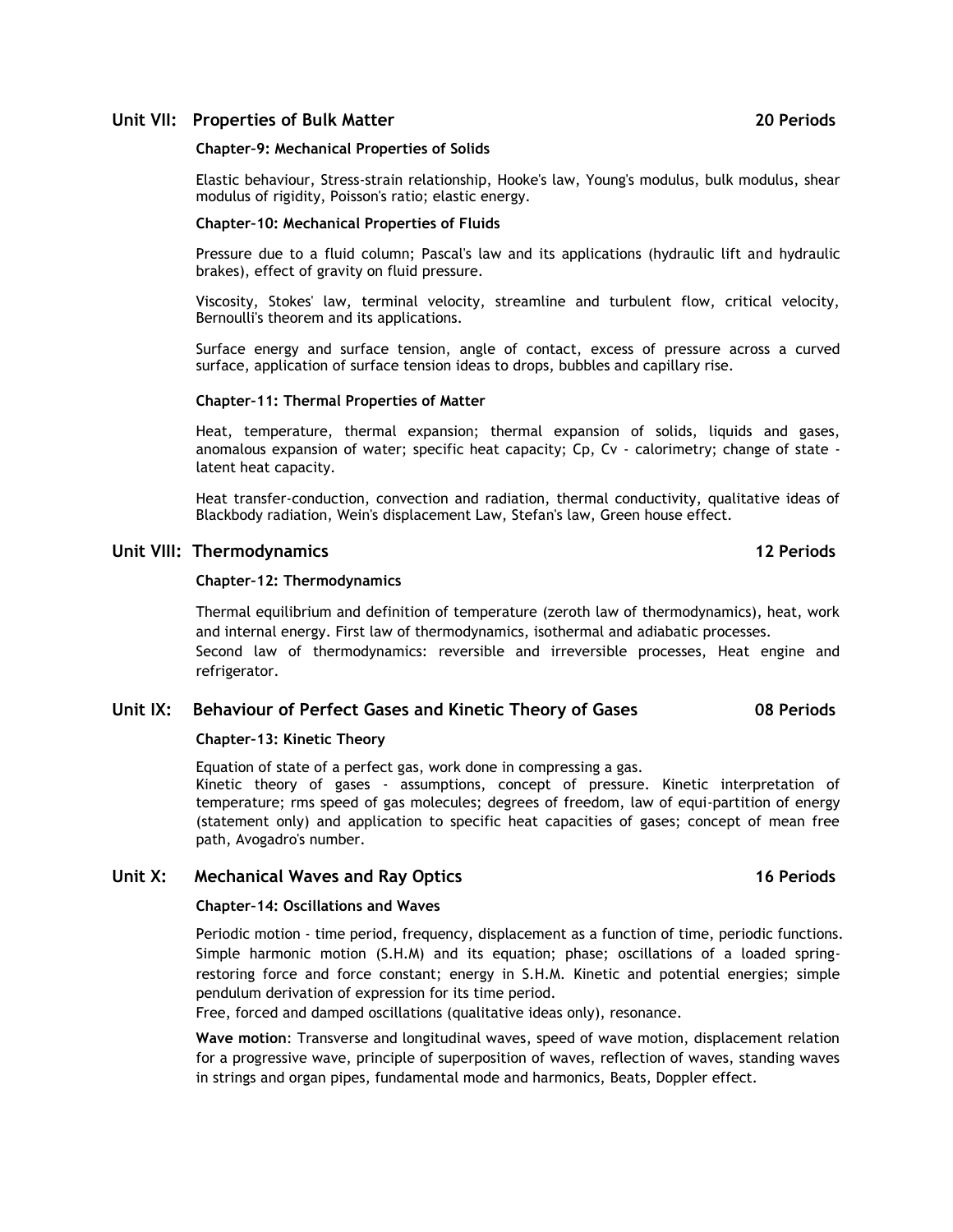## Unit VII: Properties of Bulk Matter 20 Periods

### Chapter–9: Mechanical Properties of Solids

Elastic behaviour, Stress-strain relationship, Hooke's law, Young's modulus, bulk modulus, shear modulus of rigidity, Poisson's ratio; elastic energy.

### Chapter–10: Mechanical Properties of Fluids

Pressure due to a fluid column; Pascal's law and its applications (hydraulic lift and hydraulic brakes), effect of gravity on fluid pressure.

Viscosity, Stokes' law, terminal velocity, streamline and turbulent flow, critical velocity, Bernoulli's theorem and its applications.

Surface energy and surface tension, angle of contact, excess of pressure across a curved surface, application of surface tension ideas to drops, bubbles and capillary rise.

### Chapter–11: Thermal Properties of Matter

Heat, temperature, thermal expansion; thermal expansion of solids, liquids and gases, anomalous expansion of water; specific heat capacity; Cp, Cv - calorimetry; change of state - latent heat capacity.

Heat transfer-conduction, convection and radiation, thermal conductivity, qualitative ideas of Blackbody radiation, Wein's displacement Law, Stefan's law, Green house effect.

## Unit VIII: Thermodynamics 12 Periods

### Chapter–12: Thermodynamics

Thermal equilibrium and definition of temperature (zeroth law of thermodynamics), heat, work and internal energy. First law of thermodynamics, isothermal and adiabatic processes.
Second law of thermodynamics: reversible and irreversible processes, Heat engine and refrigerator.

## Unit IX: Behaviour of Perfect Gases and Kinetic Theory of Gases 08 Periods

### Chapter–13: Kinetic Theory

Equation of state of a perfect gas, work done in compressing a gas.
Kinetic theory of gases - assumptions, concept of pressure. Kinetic interpretation of temperature; rms speed of gas molecules; degrees of freedom, law of equi-partition of energy (statement only) and application to specific heat capacities of gases; concept of mean free path, Avogadro's number.

## Unit X: Mechanical Waves and Ray Optics 16 Periods

### Chapter–14: Oscillations and Waves

Periodic motion - time period, frequency, displacement as a function of time, periodic functions. Simple harmonic motion (S.H.M) and its equation; phase; oscillations of a loaded spring-restoring force and force constant; energy in S.H.M. Kinetic and potential energies; simple pendulum derivation of expression for its time period.
Free, forced and damped oscillations (qualitative ideas only), resonance.

**Wave motion**: Transverse and longitudinal waves, speed of wave motion, displacement relation for a progressive wave, principle of superposition of waves, reflection of waves, standing waves in strings and organ pipes, fundamental mode and harmonics, Beats, Doppler effect.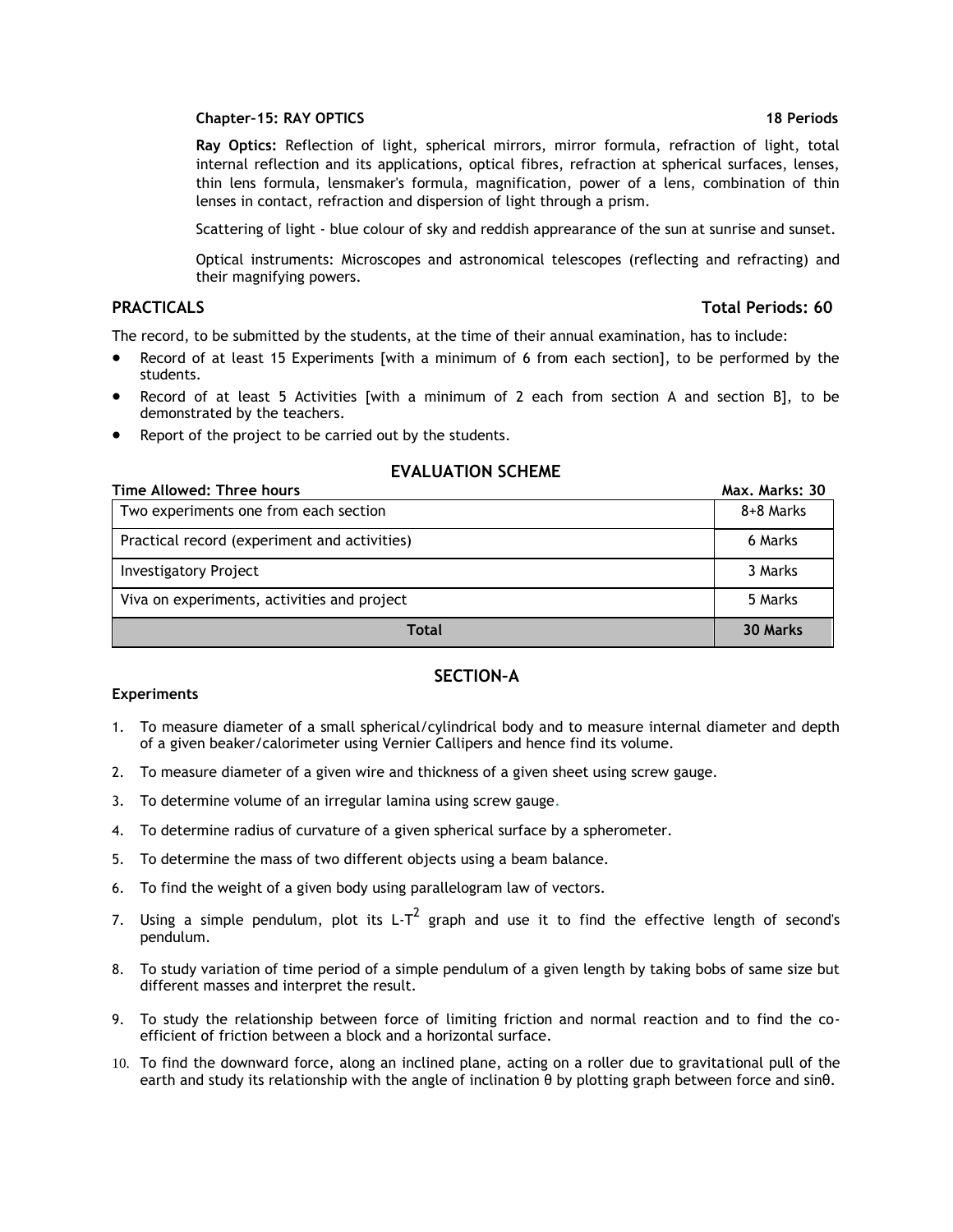**Chapter–15: RAY OPTICS** **18 Periods**

**Ray Optics:** Reflection of light, spherical mirrors, mirror formula, refraction of light, total internal reflection and its applications, optical fibres, refraction at spherical surfaces, lenses, thin lens formula, lensmaker's formula, magnification, power of a lens, combination of thin lenses in contact, refraction and dispersion of light through a prism.

Scattering of light - blue colour of sky and reddish apprearance of the sun at sunrise and sunset.

Optical instruments: Microscopes and astronomical telescopes (reflecting and refracting) and their magnifying powers.

## PRACTICALS **Total Periods: 60**

The record, to be submitted by the students, at the time of their annual examination, has to include:

- Record of at least 15 Experiments [with a minimum of 6 from each section], to be performed by the students.
- Record of at least 5 Activities [with a minimum of 2 each from section A and section B], to be demonstrated by the teachers.
- Report of the project to be carried out by the students.

## EVALUATION SCHEME

**Time Allowed: Three hours** **Max. Marks: 30**

| | |
|---|---|
| Two experiments one from each section | 8+8 Marks |
| Practical record (experiment and activities) | 6 Marks |
| Investigatory Project | 3 Marks |
| Viva on experiments, activities and project | 5 Marks |
| **Total** | **30 Marks** |

## SECTION–A

**Experiments**

1. To measure diameter of a small spherical/cylindrical body and to measure internal diameter and depth of a given beaker/calorimeter using Vernier Callipers and hence find its volume.
2. To measure diameter of a given wire and thickness of a given sheet using screw gauge.
3. To determine volume of an irregular lamina using screw gauge.
4. To determine radius of curvature of a given spherical surface by a spherometer.
5. To determine the mass of two different objects using a beam balance.
6. To find the weight of a given body using parallelogram law of vectors.
7. Using a simple pendulum, plot its L-$T^2$ graph and use it to find the effective length of second's pendulum.
8. To study variation of time period of a simple pendulum of a given length by taking bobs of same size but different masses and interpret the result.
9. To study the relationship between force of limiting friction and normal reaction and to find the co-efficient of friction between a block and a horizontal surface.
10. To find the downward force, along an inclined plane, acting on a roller due to gravitational pull of the earth and study its relationship with the angle of inclination $\theta$ by plotting graph between force and $\sin\theta$.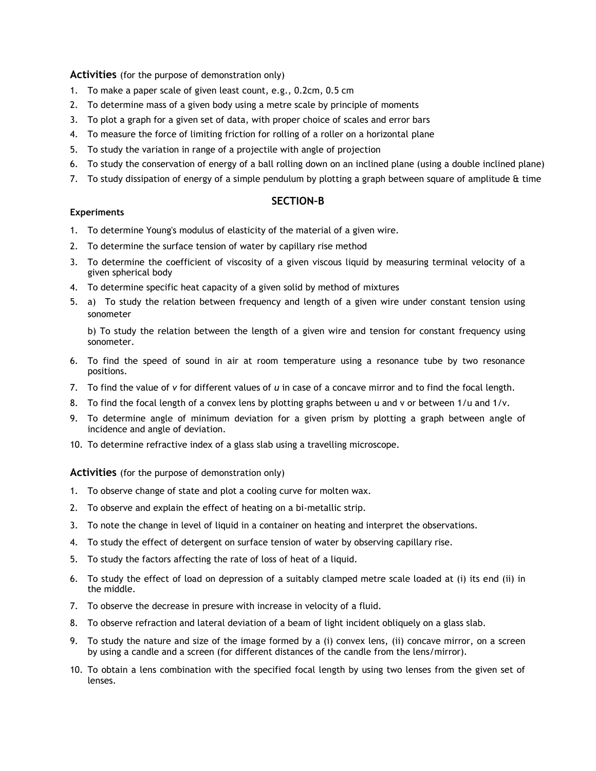**Activities** (for the purpose of demonstration only)

1. To make a paper scale of given least count, e.g., 0.2cm, 0.5 cm
2. To determine mass of a given body using a metre scale by principle of moments
3. To plot a graph for a given set of data, with proper choice of scales and error bars
4. To measure the force of limiting friction for rolling of a roller on a horizontal plane
5. To study the variation in range of a projectile with angle of projection
6. To study the conservation of energy of a ball rolling down on an inclined plane (using a double inclined plane)
7. To study dissipation of energy of a simple pendulum by plotting a graph between square of amplitude & time

## SECTION–B

**Experiments**

1. To determine Young's modulus of elasticity of the material of a given wire.
2. To determine the surface tension of water by capillary rise method
3. To determine the coefficient of viscosity of a given viscous liquid by measuring terminal velocity of a given spherical body
4. To determine specific heat capacity of a given solid by method of mixtures
5. a) To study the relation between frequency and length of a given wire under constant tension using sonometer

   b) To study the relation between the length of a given wire and tension for constant frequency using sonometer.
6. To find the speed of sound in air at room temperature using a resonance tube by two resonance positions.
7. To find the value of *v* for different values of *u* in case of a concave mirror and to find the focal length.
8. To find the focal length of a convex lens by plotting graphs between u and v or between 1/u and 1/v.
9. To determine angle of minimum deviation for a given prism by plotting a graph between angle of incidence and angle of deviation.
10. To determine refractive index of a glass slab using a travelling microscope.

**Activities** (for the purpose of demonstration only)

1. To observe change of state and plot a cooling curve for molten wax.
2. To observe and explain the effect of heating on a bi-metallic strip.
3. To note the change in level of liquid in a container on heating and interpret the observations.
4. To study the effect of detergent on surface tension of water by observing capillary rise.
5. To study the factors affecting the rate of loss of heat of a liquid.
6. To study the effect of load on depression of a suitably clamped metre scale loaded at (i) its end (ii) in the middle.
7. To observe the decrease in presure with increase in velocity of a fluid.
8. To observe refraction and lateral deviation of a beam of light incident obliquely on a glass slab.
9. To study the nature and size of the image formed by a (i) convex lens, (ii) concave mirror, on a screen by using a candle and a screen (for different distances of the candle from the lens/mirror).
10. To obtain a lens combination with the specified focal length by using two lenses from the given set of lenses.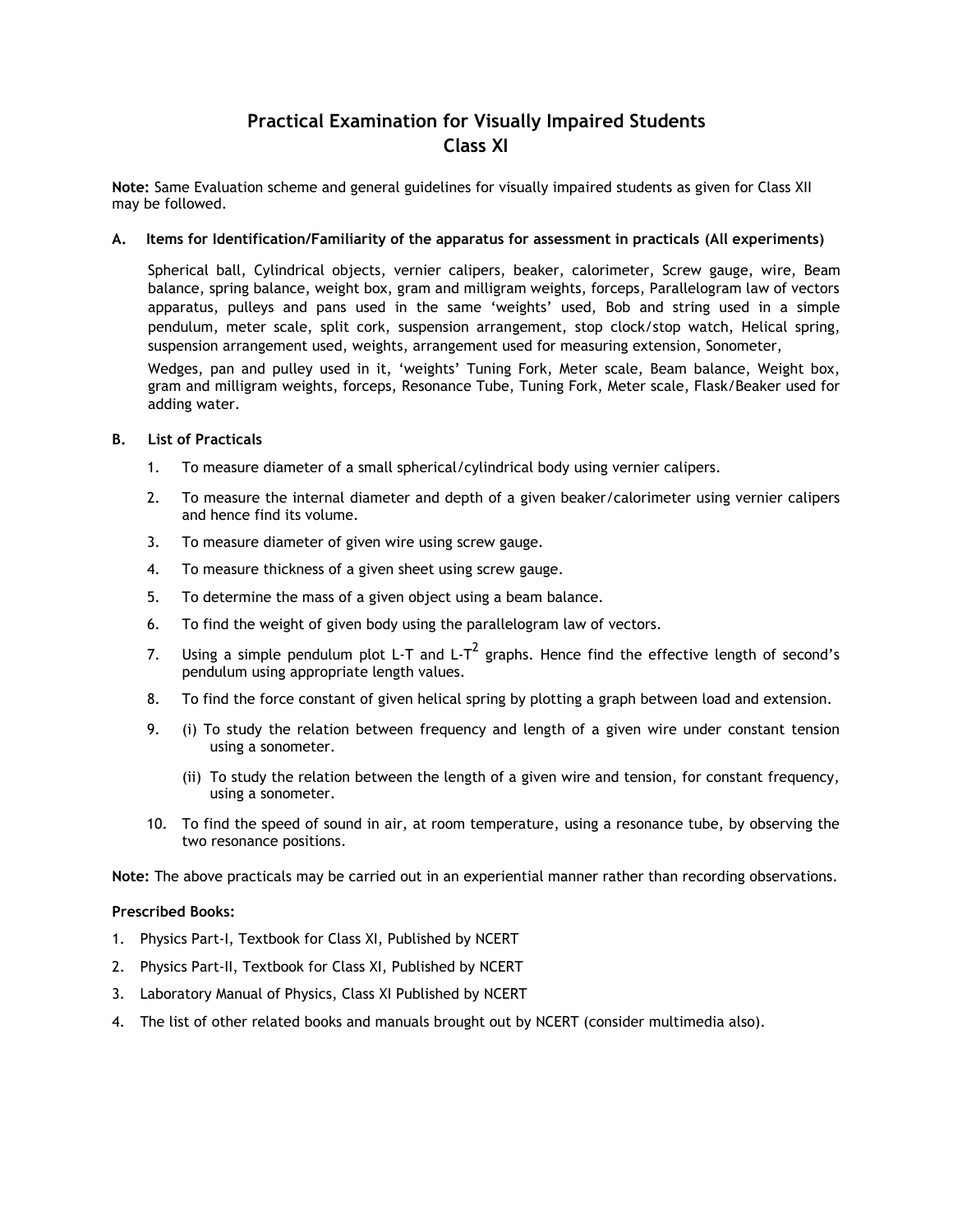# Practical Examination for Visually Impaired Students
## Class XI

**Note:** Same Evaluation scheme and general guidelines for visually impaired students as given for Class XII may be followed.

**A. Items for Identification/Familiarity of the apparatus for assessment in practicals (All experiments)**

Spherical ball, Cylindrical objects, vernier calipers, beaker, calorimeter, Screw gauge, wire, Beam balance, spring balance, weight box, gram and milligram weights, forceps, Parallelogram law of vectors apparatus, pulleys and pans used in the same 'weights' used, Bob and string used in a simple pendulum, meter scale, split cork, suspension arrangement, stop clock/stop watch, Helical spring, suspension arrangement used, weights, arrangement used for measuring extension, Sonometer,

Wedges, pan and pulley used in it, 'weights' Tuning Fork, Meter scale, Beam balance, Weight box, gram and milligram weights, forceps, Resonance Tube, Tuning Fork, Meter scale, Flask/Beaker used for adding water.

**B. List of Practicals**

1. To measure diameter of a small spherical/cylindrical body using vernier calipers.
2. To measure the internal diameter and depth of a given beaker/calorimeter using vernier calipers and hence find its volume.
3. To measure diameter of given wire using screw gauge.
4. To measure thickness of a given sheet using screw gauge.
5. To determine the mass of a given object using a beam balance.
6. To find the weight of given body using the parallelogram law of vectors.
7. Using a simple pendulum plot L-T and L-$T^2$ graphs. Hence find the effective length of second's pendulum using appropriate length values.
8. To find the force constant of given helical spring by plotting a graph between load and extension.
9. (i) To study the relation between frequency and length of a given wire under constant tension using a sonometer.

   (ii) To study the relation between the length of a given wire and tension, for constant frequency, using a sonometer.
10. To find the speed of sound in air, at room temperature, using a resonance tube, by observing the two resonance positions.

**Note:** The above practicals may be carried out in an experiential manner rather than recording observations.

**Prescribed Books:**

1. Physics Part-I, Textbook for Class XI, Published by NCERT
2. Physics Part-II, Textbook for Class XI, Published by NCERT
3. Laboratory Manual of Physics, Class XI Published by NCERT
4. The list of other related books and manuals brought out by NCERT (consider multimedia also).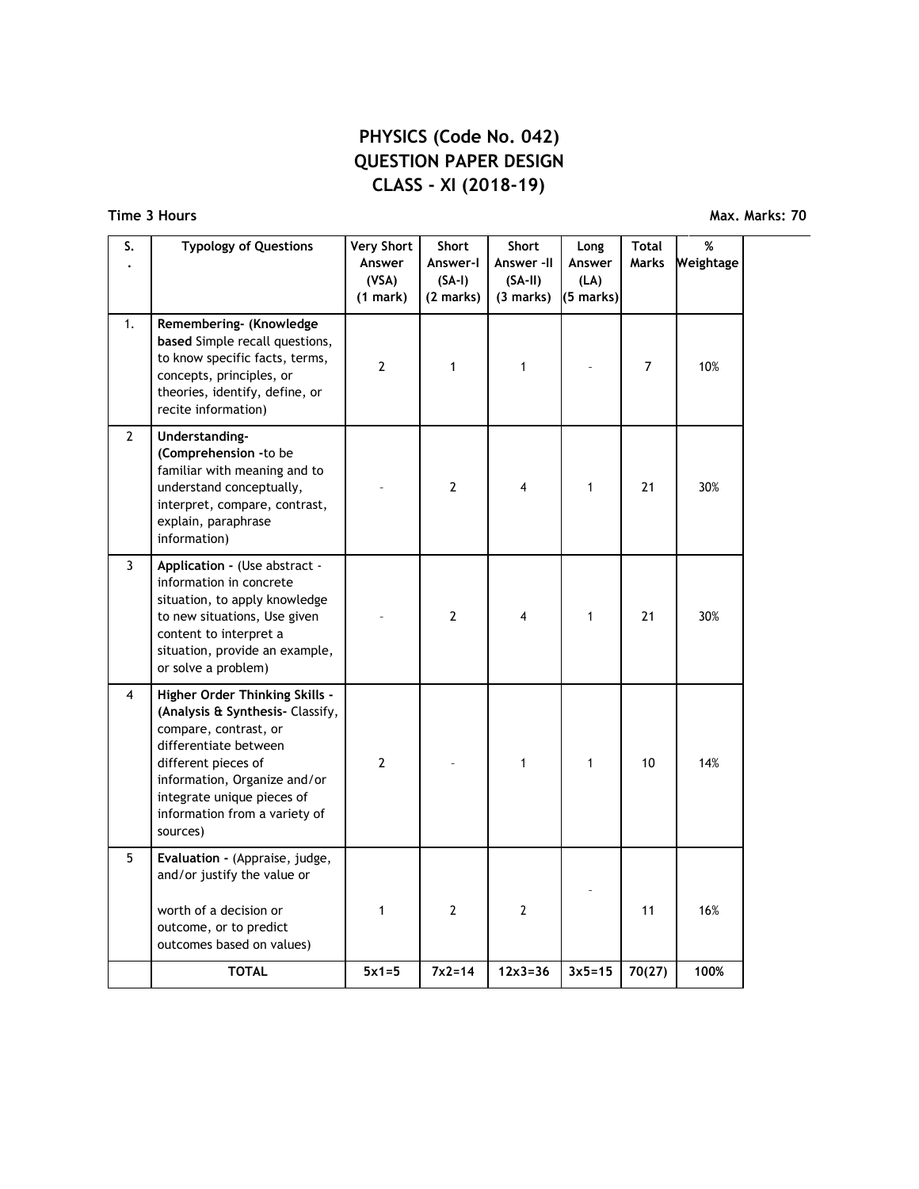# PHYSICS (Code No. 042)
## QUESTION PAPER DESIGN
## CLASS - XI (2018-19)

**Time 3 Hours** **Max. Marks: 70**

| S. | Typology of Questions | Very Short Answer (VSA) (1 mark) | Short Answer-I (SA-I) (2 marks) | Short Answer -II (SA-II) (3 marks) | Long Answer (LA) (5 marks) | Total Marks | % Weightage |
|---|---|---|---|---|---|---|---|
| 1. | **Remembering- (Knowledge based** Simple recall questions, to know specific facts, terms, concepts, principles, or theories, identify, define, or recite information) | 2 | 1 | 1 | - | 7 | 10% |
| 2 | **Understanding- (Comprehension -**to be familiar with meaning and to understand conceptually, interpret, compare, contrast, explain, paraphrase information) | - | 2 | 4 | 1 | 21 | 30% |
| 3 | **Application -** (Use abstract - information in concrete situation, to apply knowledge to new situations, Use given content to interpret a situation, provide an example, or solve a problem) | - | 2 | 4 | 1 | 21 | 30% |
| 4 | **Higher Order Thinking Skills - (Analysis & Synthesis-** Classify, compare, contrast, or differentiate between different pieces of information, Organize and/or integrate unique pieces of information from a variety of sources) | 2 | - | 1 | 1 | 10 | 14% |
| 5 | **Evaluation -** (Appraise, judge, and/or justify the value or worth of a decision or outcome, or to predict outcomes based on values) | 1 | 2 | 2 | - | 11 | 16% |
| | **TOTAL** | **5x1=5** | **7x2=14** | **12x3=36** | **3x5=15** | **70(27)** | **100%** |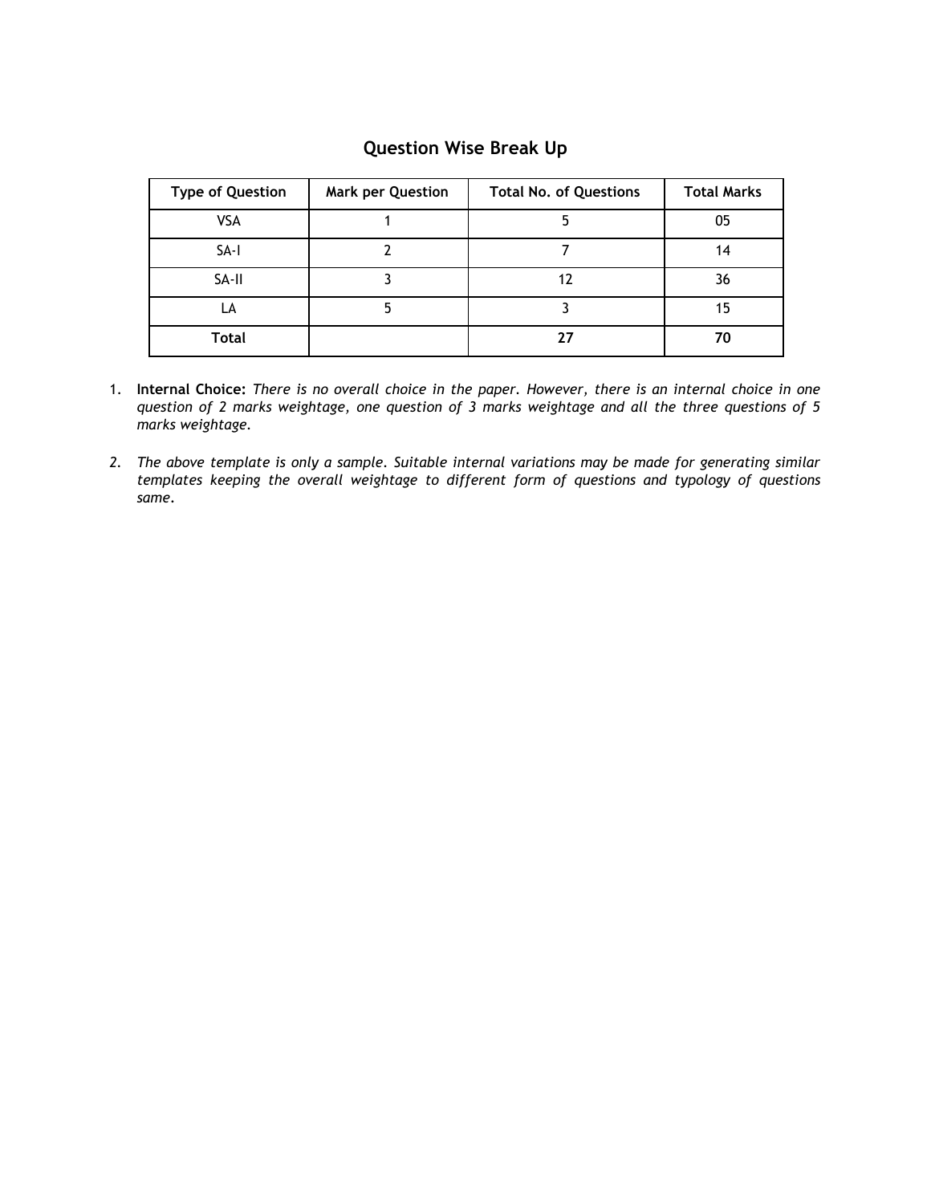## Question Wise Break Up

| Type of Question | Mark per Question | Total No. of Questions | Total Marks |
|---|---|---|---|
| VSA | 1 | 5 | 05 |
| SA-I | 2 | 7 | 14 |
| SA-II | 3 | 12 | 36 |
| LA | 5 | 3 | 15 |
| **Total** | | **27** | **70** |

1. **Internal Choice:** *There is no overall choice in the paper. However, there is an internal choice in one question of 2 marks weightage, one question of 3 marks weightage and all the three questions of 5 marks weightage.*

2. *The above template is only a sample. Suitable internal variations may be made for generating similar templates keeping the overall weightage to different form of questions and typology of questions same.*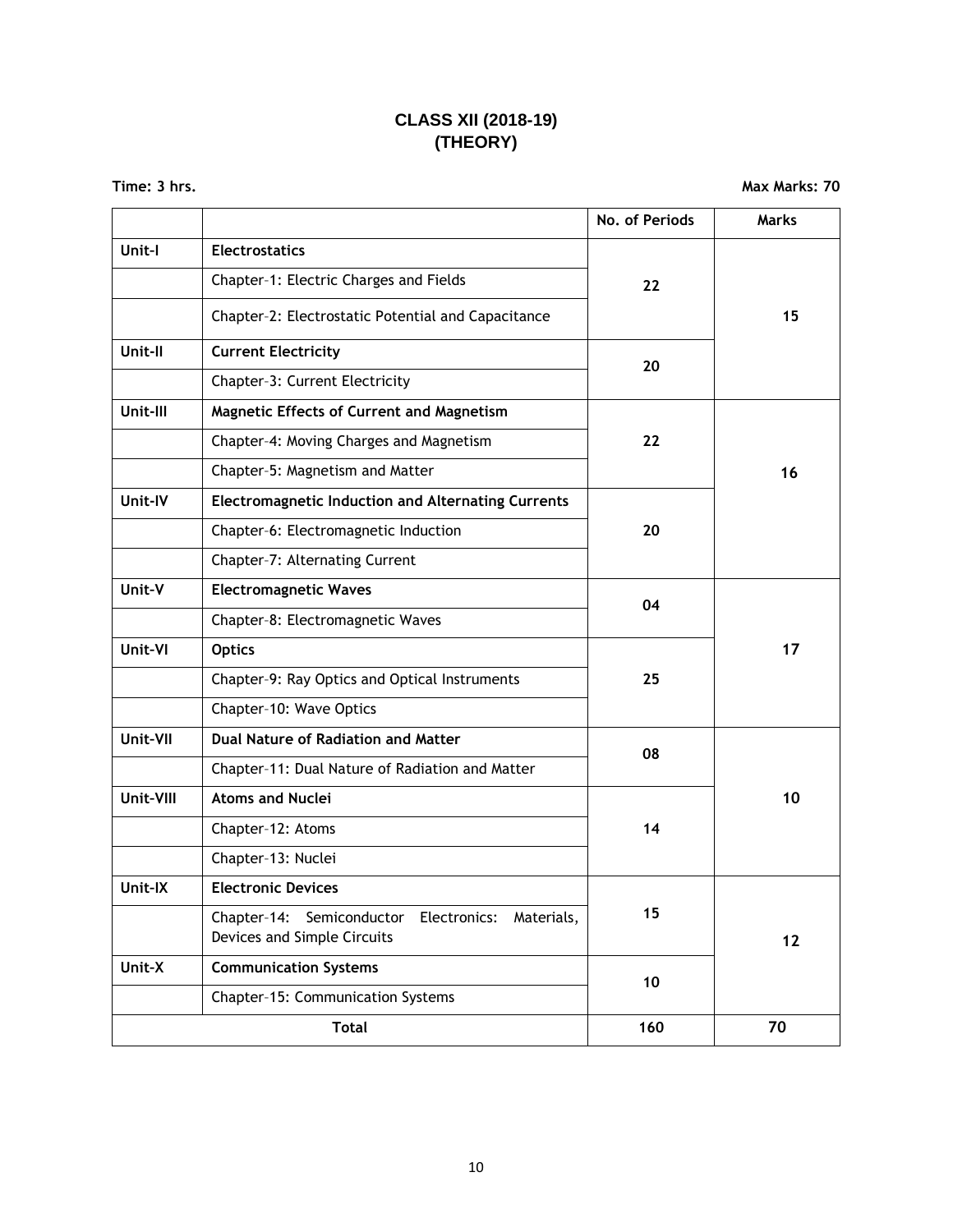# CLASS XII (2018-19)
# (THEORY)

**Time: 3 hrs.** **Max Marks: 70**

| | | No. of Periods | Marks |
|---|---|---|---|
| **Unit-I** | **Electrostatics** | | |
| | Chapter–1: Electric Charges and Fields | 22 | |
| | Chapter–2: Electrostatic Potential and Capacitance | | 15 |
| **Unit-II** | **Current Electricity** | 20 | |
| | Chapter–3: Current Electricity | | |
| **Unit-III** | **Magnetic Effects of Current and Magnetism** | | |
| | Chapter–4: Moving Charges and Magnetism | 22 | |
| | Chapter–5: Magnetism and Matter | | 16 |
| **Unit-IV** | **Electromagnetic Induction and Alternating Currents** | | |
| | Chapter–6: Electromagnetic Induction | 20 | |
| | Chapter–7: Alternating Current | | |
| **Unit–V** | **Electromagnetic Waves** | 04 | |
| | Chapter–8: Electromagnetic Waves | | |
| **Unit–VI** | **Optics** | | 17 |
| | Chapter–9: Ray Optics and Optical Instruments | 25 | |
| | Chapter–10: Wave Optics | | |
| **Unit–VII** | **Dual Nature of Radiation and Matter** | 08 | |
| | Chapter–11: Dual Nature of Radiation and Matter | | |
| **Unit–VIII** | **Atoms and Nuclei** | | 10 |
| | Chapter–12: Atoms | 14 | |
| | Chapter–13: Nuclei | | |
| **Unit–IX** | **Electronic Devices** | | |
| | Chapter–14: Semiconductor Electronics: Materials, Devices and Simple Circuits | 15 | 12 |
| **Unit–X** | **Communication Systems** | 10 | |
| | Chapter–15: Communication Systems | | |
| **Total** | | **160** | **70** |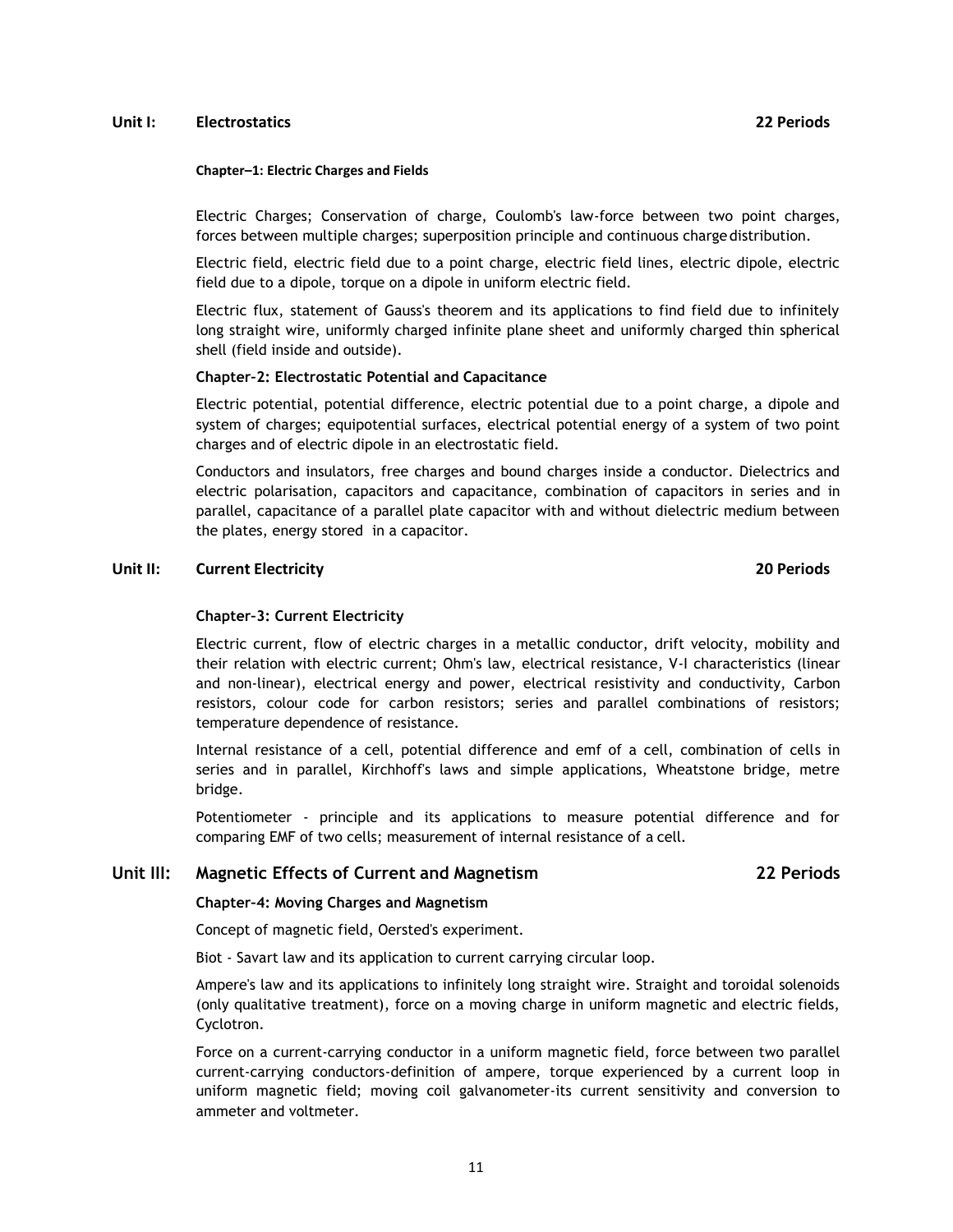## Unit I: Electrostatics — 22 Periods

### Chapter–1: Electric Charges and Fields

Electric Charges; Conservation of charge, Coulomb's law-force between two point charges, forces between multiple charges; superposition principle and continuous charge distribution.

Electric field, electric field due to a point charge, electric field lines, electric dipole, electric field due to a dipole, torque on a dipole in uniform electric field.

Electric flux, statement of Gauss's theorem and its applications to find field due to infinitely long straight wire, uniformly charged infinite plane sheet and uniformly charged thin spherical shell (field inside and outside).

### Chapter–2: Electrostatic Potential and Capacitance

Electric potential, potential difference, electric potential due to a point charge, a dipole and system of charges; equipotential surfaces, electrical potential energy of a system of two point charges and of electric dipole in an electrostatic field.

Conductors and insulators, free charges and bound charges inside a conductor. Dielectrics and electric polarisation, capacitors and capacitance, combination of capacitors in series and in parallel, capacitance of a parallel plate capacitor with and without dielectric medium between the plates, energy stored in a capacitor.

## Unit II: Current Electricity — 20 Periods

### Chapter–3: Current Electricity

Electric current, flow of electric charges in a metallic conductor, drift velocity, mobility and their relation with electric current; Ohm's law, electrical resistance, V-I characteristics (linear and non-linear), electrical energy and power, electrical resistivity and conductivity, Carbon resistors, colour code for carbon resistors; series and parallel combinations of resistors; temperature dependence of resistance.

Internal resistance of a cell, potential difference and emf of a cell, combination of cells in series and in parallel, Kirchhoff's laws and simple applications, Wheatstone bridge, metre bridge.

Potentiometer - principle and its applications to measure potential difference and for comparing EMF of two cells; measurement of internal resistance of a cell.

## Unit III: Magnetic Effects of Current and Magnetism — 22 Periods

### Chapter–4: Moving Charges and Magnetism

Concept of magnetic field, Oersted's experiment.

Biot - Savart law and its application to current carrying circular loop.

Ampere's law and its applications to infinitely long straight wire. Straight and toroidal solenoids (only qualitative treatment), force on a moving charge in uniform magnetic and electric fields, Cyclotron.

Force on a current-carrying conductor in a uniform magnetic field, force between two parallel current-carrying conductors-definition of ampere, torque experienced by a current loop in uniform magnetic field; moving coil galvanometer-its current sensitivity and conversion to ammeter and voltmeter.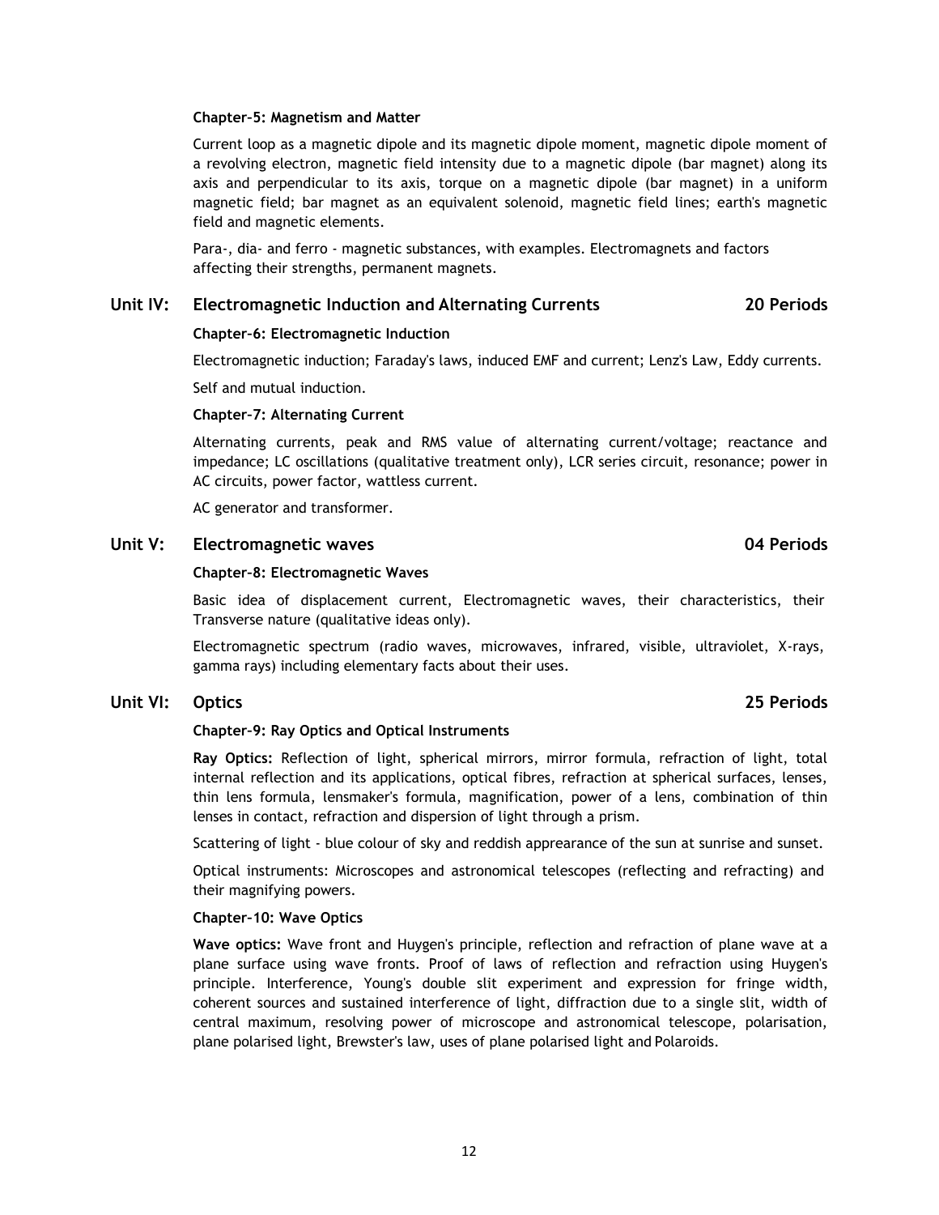**Chapter–5: Magnetism and Matter**

Current loop as a magnetic dipole and its magnetic dipole moment, magnetic dipole moment of a revolving electron, magnetic field intensity due to a magnetic dipole (bar magnet) along its axis and perpendicular to its axis, torque on a magnetic dipole (bar magnet) in a uniform magnetic field; bar magnet as an equivalent solenoid, magnetic field lines; earth's magnetic field and magnetic elements.

Para-, dia- and ferro - magnetic substances, with examples. Electromagnets and factors affecting their strengths, permanent magnets.

## Unit IV: Electromagnetic Induction and Alternating Currents — 20 Periods

**Chapter–6: Electromagnetic Induction**

Electromagnetic induction; Faraday's laws, induced EMF and current; Lenz's Law, Eddy currents.

Self and mutual induction.

**Chapter–7: Alternating Current**

Alternating currents, peak and RMS value of alternating current/voltage; reactance and impedance; LC oscillations (qualitative treatment only), LCR series circuit, resonance; power in AC circuits, power factor, wattless current.

AC generator and transformer.

## Unit V: Electromagnetic waves — 04 Periods

**Chapter–8: Electromagnetic Waves**

Basic idea of displacement current, Electromagnetic waves, their characteristics, their Transverse nature (qualitative ideas only).

Electromagnetic spectrum (radio waves, microwaves, infrared, visible, ultraviolet, X-rays, gamma rays) including elementary facts about their uses.

## Unit VI: Optics — 25 Periods

**Chapter–9: Ray Optics and Optical Instruments**

**Ray Optics:** Reflection of light, spherical mirrors, mirror formula, refraction of light, total internal reflection and its applications, optical fibres, refraction at spherical surfaces, lenses, thin lens formula, lensmaker's formula, magnification, power of a lens, combination of thin lenses in contact, refraction and dispersion of light through a prism.

Scattering of light - blue colour of sky and reddish apprearance of the sun at sunrise and sunset.

Optical instruments: Microscopes and astronomical telescopes (reflecting and refracting) and their magnifying powers.

**Chapter–10: Wave Optics**

**Wave optics:** Wave front and Huygen's principle, reflection and refraction of plane wave at a plane surface using wave fronts. Proof of laws of reflection and refraction using Huygen's principle. Interference, Young's double slit experiment and expression for fringe width, coherent sources and sustained interference of light, diffraction due to a single slit, width of central maximum, resolving power of microscope and astronomical telescope, polarisation, plane polarised light, Brewster's law, uses of plane polarised light and Polaroids.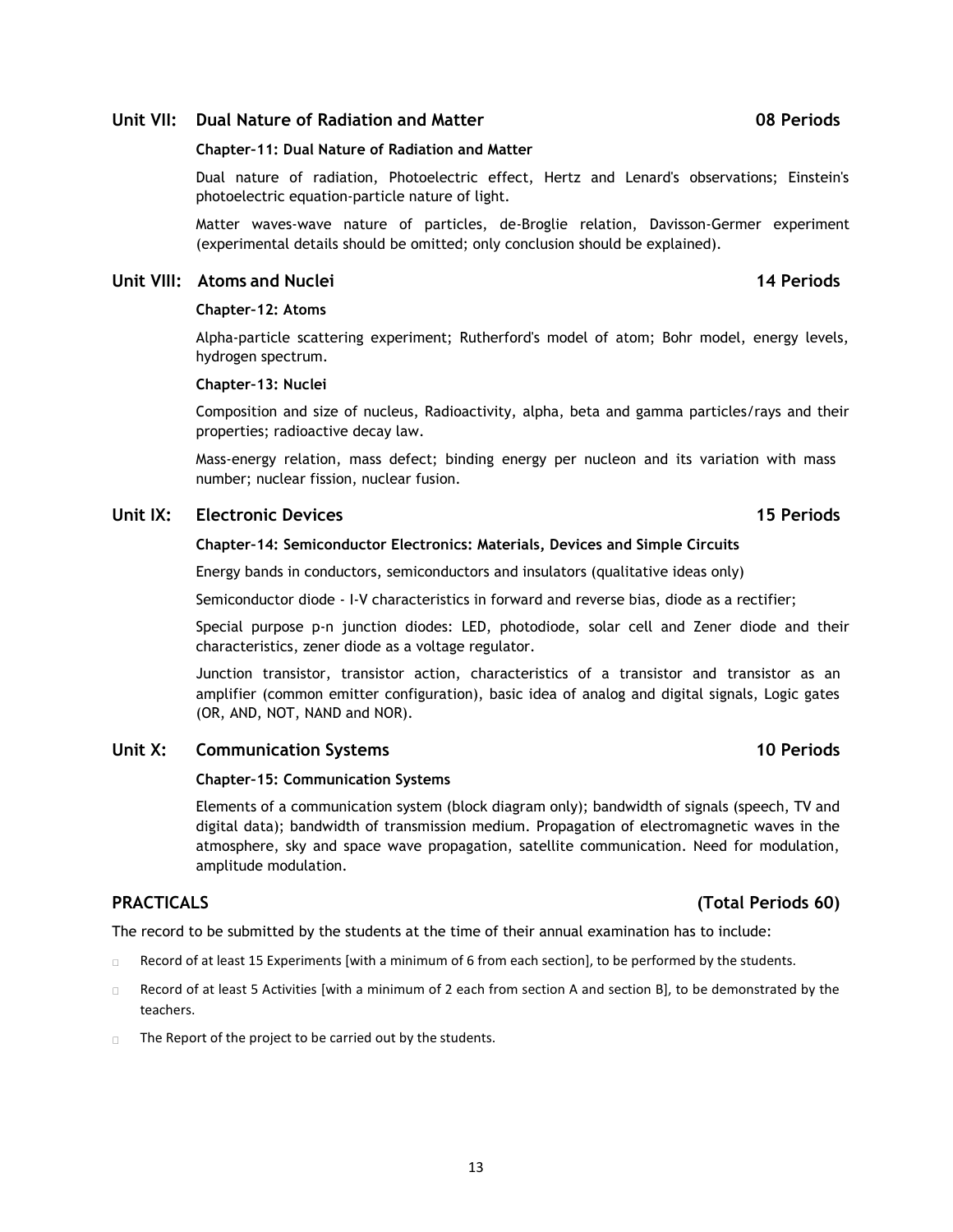## Unit VII: Dual Nature of Radiation and Matter — 08 Periods

**Chapter–11: Dual Nature of Radiation and Matter**

Dual nature of radiation, Photoelectric effect, Hertz and Lenard's observations; Einstein's photoelectric equation-particle nature of light.

Matter waves-wave nature of particles, de-Broglie relation, Davisson-Germer experiment (experimental details should be omitted; only conclusion should be explained).

## Unit VIII: Atoms and Nuclei — 14 Periods

**Chapter–12: Atoms**

Alpha-particle scattering experiment; Rutherford's model of atom; Bohr model, energy levels, hydrogen spectrum.

**Chapter–13: Nuclei**

Composition and size of nucleus, Radioactivity, alpha, beta and gamma particles/rays and their properties; radioactive decay law.

Mass-energy relation, mass defect; binding energy per nucleon and its variation with mass number; nuclear fission, nuclear fusion.

## Unit IX: Electronic Devices — 15 Periods

**Chapter–14: Semiconductor Electronics: Materials, Devices and Simple Circuits**

Energy bands in conductors, semiconductors and insulators (qualitative ideas only)

Semiconductor diode - I-V characteristics in forward and reverse bias, diode as a rectifier;

Special purpose p-n junction diodes: LED, photodiode, solar cell and Zener diode and their characteristics, zener diode as a voltage regulator.

Junction transistor, transistor action, characteristics of a transistor and transistor as an amplifier (common emitter configuration), basic idea of analog and digital signals, Logic gates (OR, AND, NOT, NAND and NOR).

## Unit X: Communication Systems — 10 Periods

**Chapter–15: Communication Systems**

Elements of a communication system (block diagram only); bandwidth of signals (speech, TV and digital data); bandwidth of transmission medium. Propagation of electromagnetic waves in the atmosphere, sky and space wave propagation, satellite communication. Need for modulation, amplitude modulation.

## PRACTICALS — (Total Periods 60)

The record to be submitted by the students at the time of their annual examination has to include:

- Record of at least 15 Experiments [with a minimum of 6 from each section], to be performed by the students.
- Record of at least 5 Activities [with a minimum of 2 each from section A and section B], to be demonstrated by the teachers.
- The Report of the project to be carried out by the students.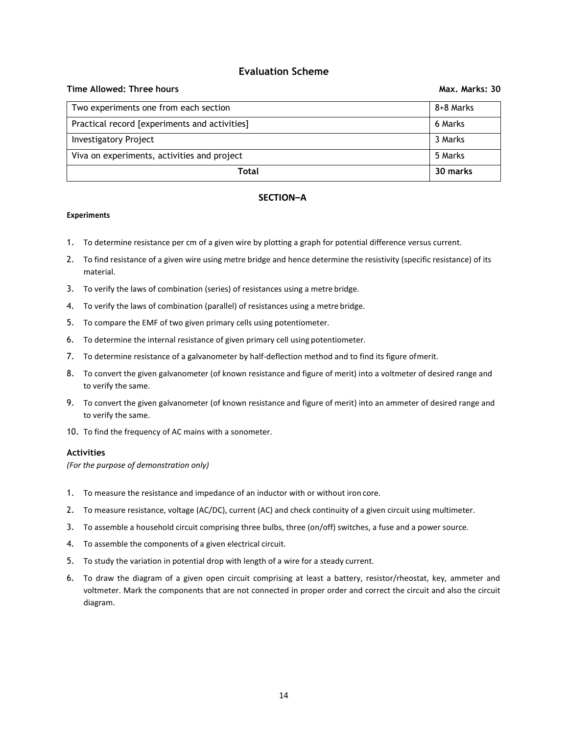## Evaluation Scheme

**Time Allowed: Three hours** **Max. Marks: 30**

| Two experiments one from each section | 8+8 Marks |
|---|---|
| Practical record [experiments and activities] | 6 Marks |
| Investigatory Project | 3 Marks |
| Viva on experiments, activities and project | 5 Marks |
| **Total** | **30 marks** |

### SECTION–A

**Experiments**

1. To determine resistance per cm of a given wire by plotting a graph for potential difference versus current.
2. To find resistance of a given wire using metre bridge and hence determine the resistivity (specific resistance) of its material.
3. To verify the laws of combination (series) of resistances using a metre bridge.
4. To verify the laws of combination (parallel) of resistances using a metre bridge.
5. To compare the EMF of two given primary cells using potentiometer.
6. To determine the internal resistance of given primary cell using potentiometer.
7. To determine resistance of a galvanometer by half-deflection method and to find its figure of merit.
8. To convert the given galvanometer (of known resistance and figure of merit) into a voltmeter of desired range and to verify the same.
9. To convert the given galvanometer (of known resistance and figure of merit) into an ammeter of desired range and to verify the same.
10. To find the frequency of AC mains with a sonometer.

### Activities

*(For the purpose of demonstration only)*

1. To measure the resistance and impedance of an inductor with or without iron core.
2. To measure resistance, voltage (AC/DC), current (AC) and check continuity of a given circuit using multimeter.
3. To assemble a household circuit comprising three bulbs, three (on/off) switches, a fuse and a power source.
4. To assemble the components of a given electrical circuit.
5. To study the variation in potential drop with length of a wire for a steady current.
6. To draw the diagram of a given open circuit comprising at least a battery, resistor/rheostat, key, ammeter and voltmeter. Mark the components that are not connected in proper order and correct the circuit and also the circuit diagram.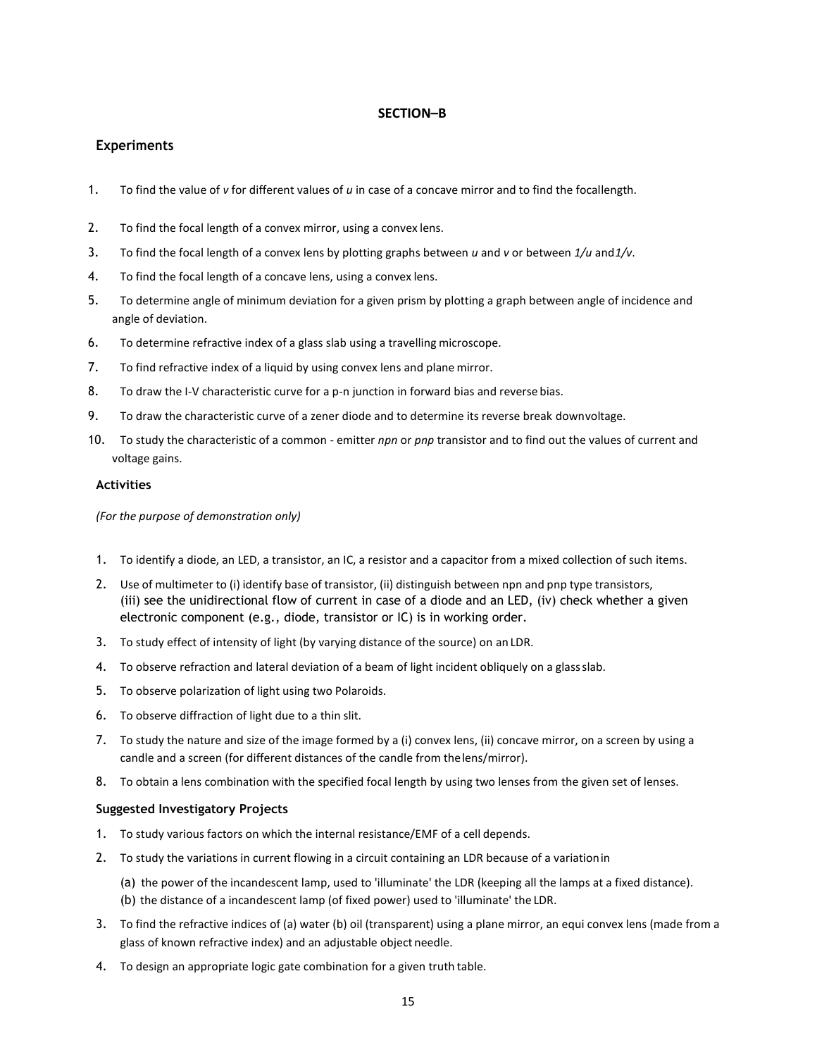## SECTION–B

### Experiments

1. To find the value of *v* for different values of *u* in case of a concave mirror and to find the focallength.
2. To find the focal length of a convex mirror, using a convex lens.
3. To find the focal length of a convex lens by plotting graphs between *u* and *v* or between *1/u* and*1/v*.
4. To find the focal length of a concave lens, using a convex lens.
5. To determine angle of minimum deviation for a given prism by plotting a graph between angle of incidence and angle of deviation.
6. To determine refractive index of a glass slab using a travelling microscope.
7. To find refractive index of a liquid by using convex lens and plane mirror.
8. To draw the I-V characteristic curve for a p-n junction in forward bias and reverse bias.
9. To draw the characteristic curve of a zener diode and to determine its reverse break downvoltage.
10. To study the characteristic of a common - emitter *npn* or *pnp* transistor and to find out the values of current and voltage gains.

### Activities

*(For the purpose of demonstration only)*

1. To identify a diode, an LED, a transistor, an IC, a resistor and a capacitor from a mixed collection of such items.
2. Use of multimeter to (i) identify base of transistor, (ii) distinguish between npn and pnp type transistors, (iii) see the unidirectional flow of current in case of a diode and an LED, (iv) check whether a given electronic component (e.g., diode, transistor or IC) is in working order.
3. To study effect of intensity of light (by varying distance of the source) on an LDR.
4. To observe refraction and lateral deviation of a beam of light incident obliquely on a glass slab.
5. To observe polarization of light using two Polaroids.
6. To observe diffraction of light due to a thin slit.
7. To study the nature and size of the image formed by a (i) convex lens, (ii) concave mirror, on a screen by using a candle and a screen (for different distances of the candle from the lens/mirror).
8. To obtain a lens combination with the specified focal length by using two lenses from the given set of lenses.

### Suggested Investigatory Projects

1. To study various factors on which the internal resistance/EMF of a cell depends.
2. To study the variations in current flowing in a circuit containing an LDR because of a variation in
   (a) the power of the incandescent lamp, used to 'illuminate' the LDR (keeping all the lamps at a fixed distance).
   (b) the distance of a incandescent lamp (of fixed power) used to 'illuminate' the LDR.
3. To find the refractive indices of (a) water (b) oil (transparent) using a plane mirror, an equi convex lens (made from a glass of known refractive index) and an adjustable object needle.
4. To design an appropriate logic gate combination for a given truth table.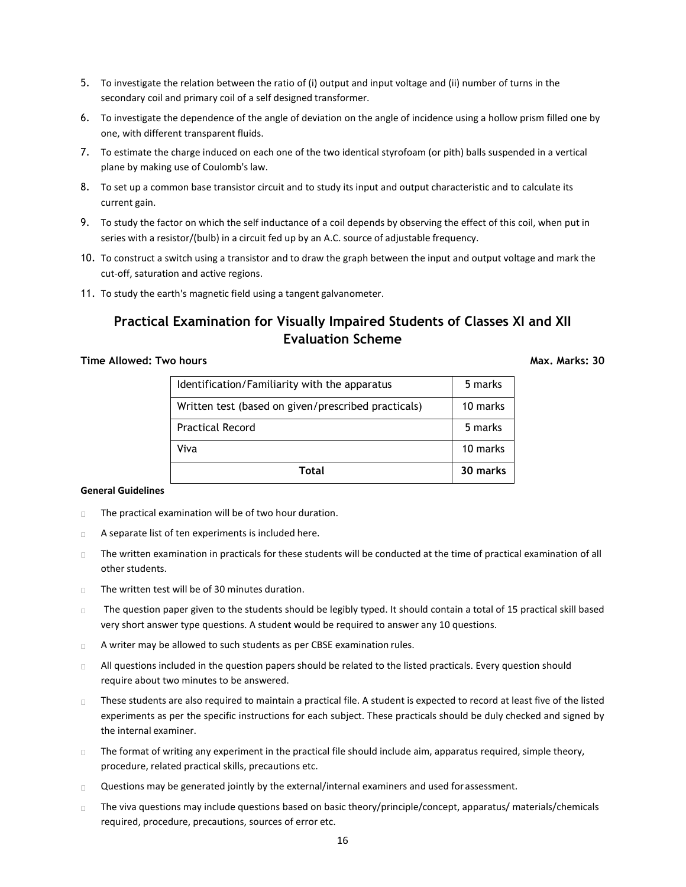5. To investigate the relation between the ratio of (i) output and input voltage and (ii) number of turns in the secondary coil and primary coil of a self designed transformer.
6. To investigate the dependence of the angle of deviation on the angle of incidence using a hollow prism filled one by one, with different transparent fluids.
7. To estimate the charge induced on each one of the two identical styrofoam (or pith) balls suspended in a vertical plane by making use of Coulomb's law.
8. To set up a common base transistor circuit and to study its input and output characteristic and to calculate its current gain.
9. To study the factor on which the self inductance of a coil depends by observing the effect of this coil, when put in series with a resistor/(bulb) in a circuit fed up by an A.C. source of adjustable frequency.
10. To construct a switch using a transistor and to draw the graph between the input and output voltage and mark the cut-off, saturation and active regions.
11. To study the earth's magnetic field using a tangent galvanometer.

## Practical Examination for Visually Impaired Students of Classes XI and XII Evaluation Scheme

**Time Allowed: Two hours** **Max. Marks: 30**

| | |
|---|---|
| Identification/Familiarity with the apparatus | 5 marks |
| Written test (based on given/prescribed practicals) | 10 marks |
| Practical Record | 5 marks |
| Viva | 10 marks |
| **Total** | **30 marks** |

**General Guidelines**

- The practical examination will be of two hour duration.
- A separate list of ten experiments is included here.
- The written examination in practicals for these students will be conducted at the time of practical examination of all other students.
- The written test will be of 30 minutes duration.
- The question paper given to the students should be legibly typed. It should contain a total of 15 practical skill based very short answer type questions. A student would be required to answer any 10 questions.
- A writer may be allowed to such students as per CBSE examination rules.
- All questions included in the question papers should be related to the listed practicals. Every question should require about two minutes to be answered.
- These students are also required to maintain a practical file. A student is expected to record at least five of the listed experiments as per the specific instructions for each subject. These practicals should be duly checked and signed by the internal examiner.
- The format of writing any experiment in the practical file should include aim, apparatus required, simple theory, procedure, related practical skills, precautions etc.
- Questions may be generated jointly by the external/internal examiners and used for assessment.
- The viva questions may include questions based on basic theory/principle/concept, apparatus/ materials/chemicals required, procedure, precautions, sources of error etc.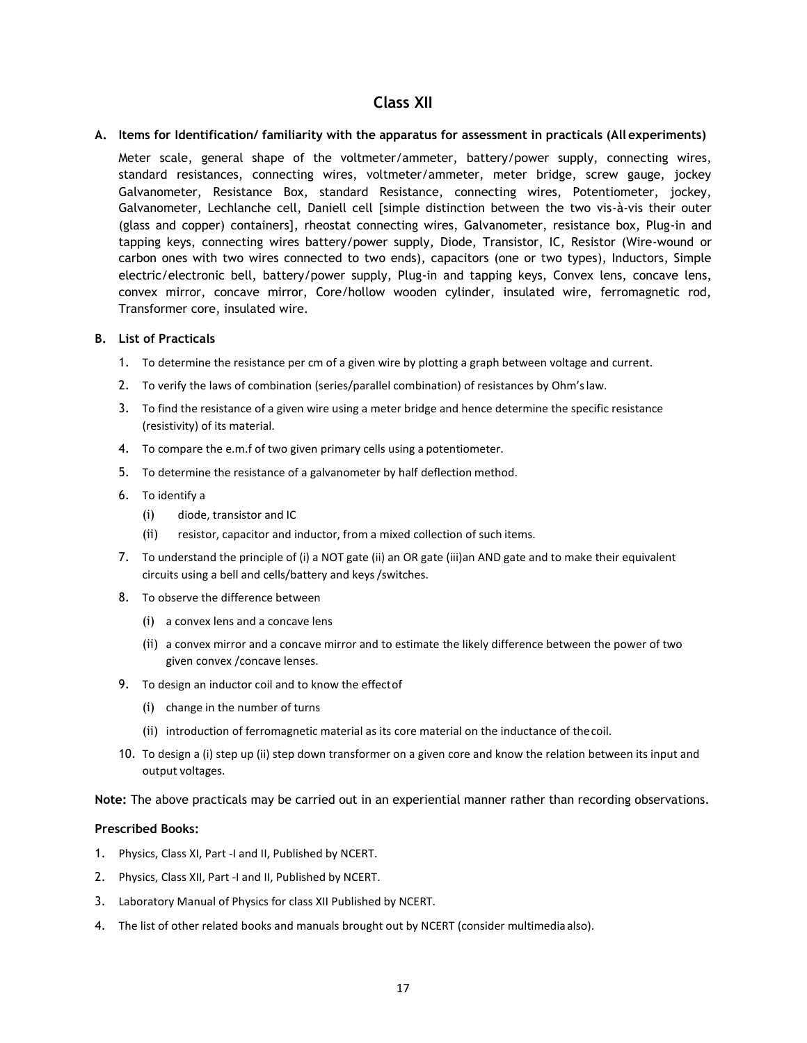## Class XII

**A. Items for Identification/ familiarity with the apparatus for assessment in practicals (All experiments)**

Meter scale, general shape of the voltmeter/ammeter, battery/power supply, connecting wires, standard resistances, connecting wires, voltmeter/ammeter, meter bridge, screw gauge, jockey Galvanometer, Resistance Box, standard Resistance, connecting wires, Potentiometer, jockey, Galvanometer, Lechlanche cell, Daniell cell [simple distinction between the two vis-à-vis their outer (glass and copper) containers], rheostat connecting wires, Galvanometer, resistance box, Plug-in and tapping keys, connecting wires battery/power supply, Diode, Transistor, IC, Resistor (Wire-wound or carbon ones with two wires connected to two ends), capacitors (one or two types), Inductors, Simple electric/electronic bell, battery/power supply, Plug-in and tapping keys, Convex lens, concave lens, convex mirror, concave mirror, Core/hollow wooden cylinder, insulated wire, ferromagnetic rod, Transformer core, insulated wire.

**B. List of Practicals**

1. To determine the resistance per cm of a given wire by plotting a graph between voltage and current.
2. To verify the laws of combination (series/parallel combination) of resistances by Ohm's law.
3. To find the resistance of a given wire using a meter bridge and hence determine the specific resistance (resistivity) of its material.
4. To compare the e.m.f of two given primary cells using a potentiometer.
5. To determine the resistance of a galvanometer by half deflection method.
6. To identify a
   (i) diode, transistor and IC
   (ii) resistor, capacitor and inductor, from a mixed collection of such items.
7. To understand the principle of (i) a NOT gate (ii) an OR gate (iii)an AND gate and to make their equivalent circuits using a bell and cells/battery and keys /switches.
8. To observe the difference between
   (i) a convex lens and a concave lens
   (ii) a convex mirror and a concave mirror and to estimate the likely difference between the power of two given convex /concave lenses.
9. To design an inductor coil and to know the effect of
   (i) change in the number of turns
   (ii) introduction of ferromagnetic material as its core material on the inductance of the coil.
10. To design a (i) step up (ii) step down transformer on a given core and know the relation between its input and output voltages.

**Note:** The above practicals may be carried out in an experiential manner rather than recording observations.

**Prescribed Books:**

1. Physics, Class XI, Part -I and II, Published by NCERT.
2. Physics, Class XII, Part -I and II, Published by NCERT.
3. Laboratory Manual of Physics for class XII Published by NCERT.
4. The list of other related books and manuals brought out by NCERT (consider multimedia also).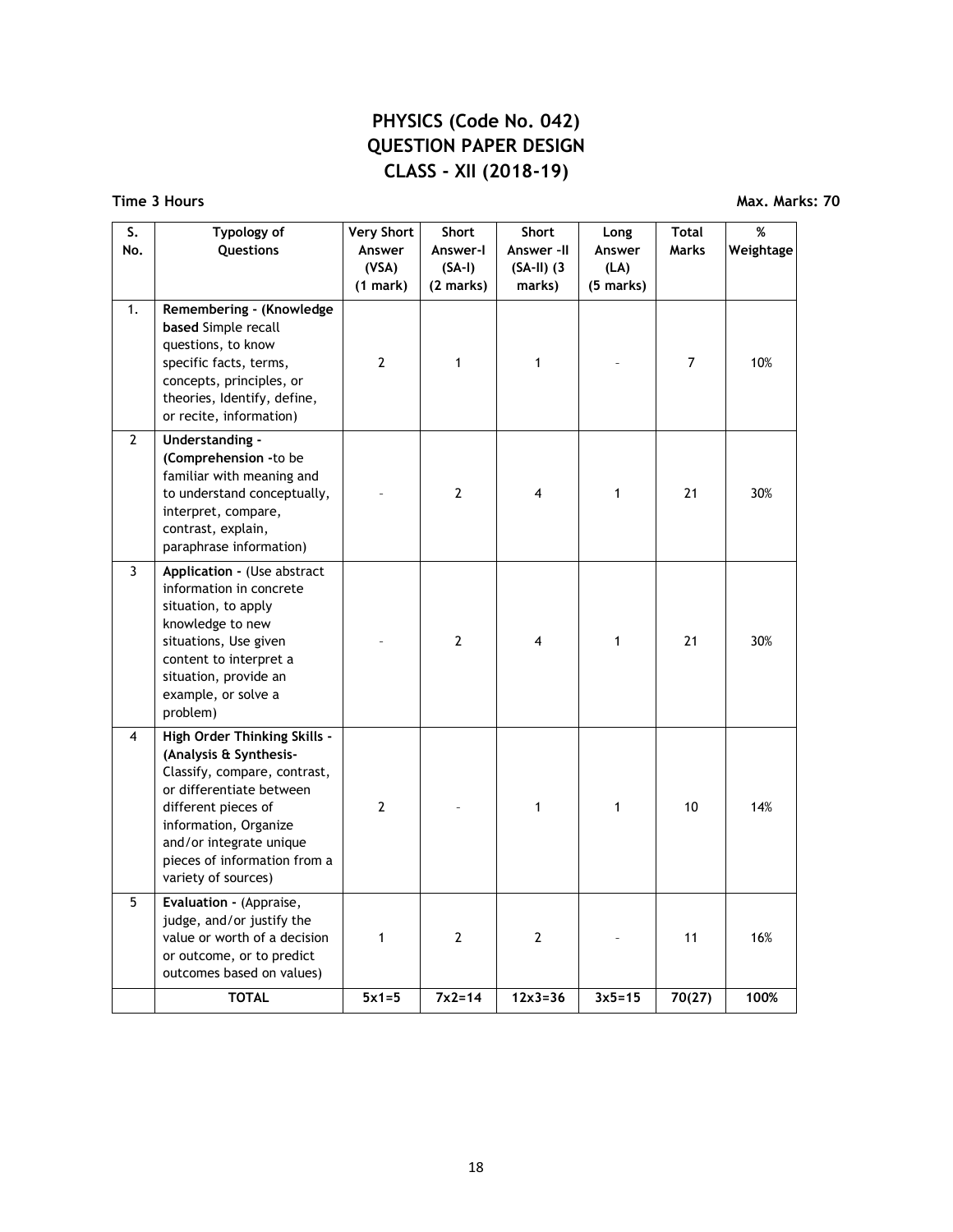# PHYSICS (Code No. 042)
## QUESTION PAPER DESIGN
## CLASS - XII (2018-19)

**Time 3 Hours** **Max. Marks: 70**

| S. No. | Typology of Questions | Very Short Answer (VSA) (1 mark) | Short Answer-I (SA-I) (2 marks) | Short Answer -II (SA-II) (3 marks) | Long Answer (LA) (5 marks) | Total Marks | % Weightage |
|---|---|---|---|---|---|---|---|
| 1. | **Remembering - (Knowledge based** Simple recall questions, to know specific facts, terms, concepts, principles, or theories, Identify, define, or recite, information) | 2 | 1 | 1 | - | 7 | 10% |
| 2 | **Understanding - (Comprehension -**to be familiar with meaning and to understand conceptually, interpret, compare, contrast, explain, paraphrase information) | - | 2 | 4 | 1 | 21 | 30% |
| 3 | **Application -** (Use abstract information in concrete situation, to apply knowledge to new situations, Use given content to interpret a situation, provide an example, or solve a problem) | - | 2 | 4 | 1 | 21 | 30% |
| 4 | **High Order Thinking Skills - (Analysis & Synthesis-** Classify, compare, contrast, or differentiate between different pieces of information, Organize and/or integrate unique pieces of information from a variety of sources) | 2 | - | 1 | 1 | 10 | 14% |
| 5 | **Evaluation -** (Appraise, judge, and/or justify the value or worth of a decision or outcome, or to predict outcomes based on values) | 1 | 2 | 2 | - | 11 | 16% |
| | **TOTAL** | **5x1=5** | **7x2=14** | **12x3=36** | **3x5=15** | **70(27)** | **100%** |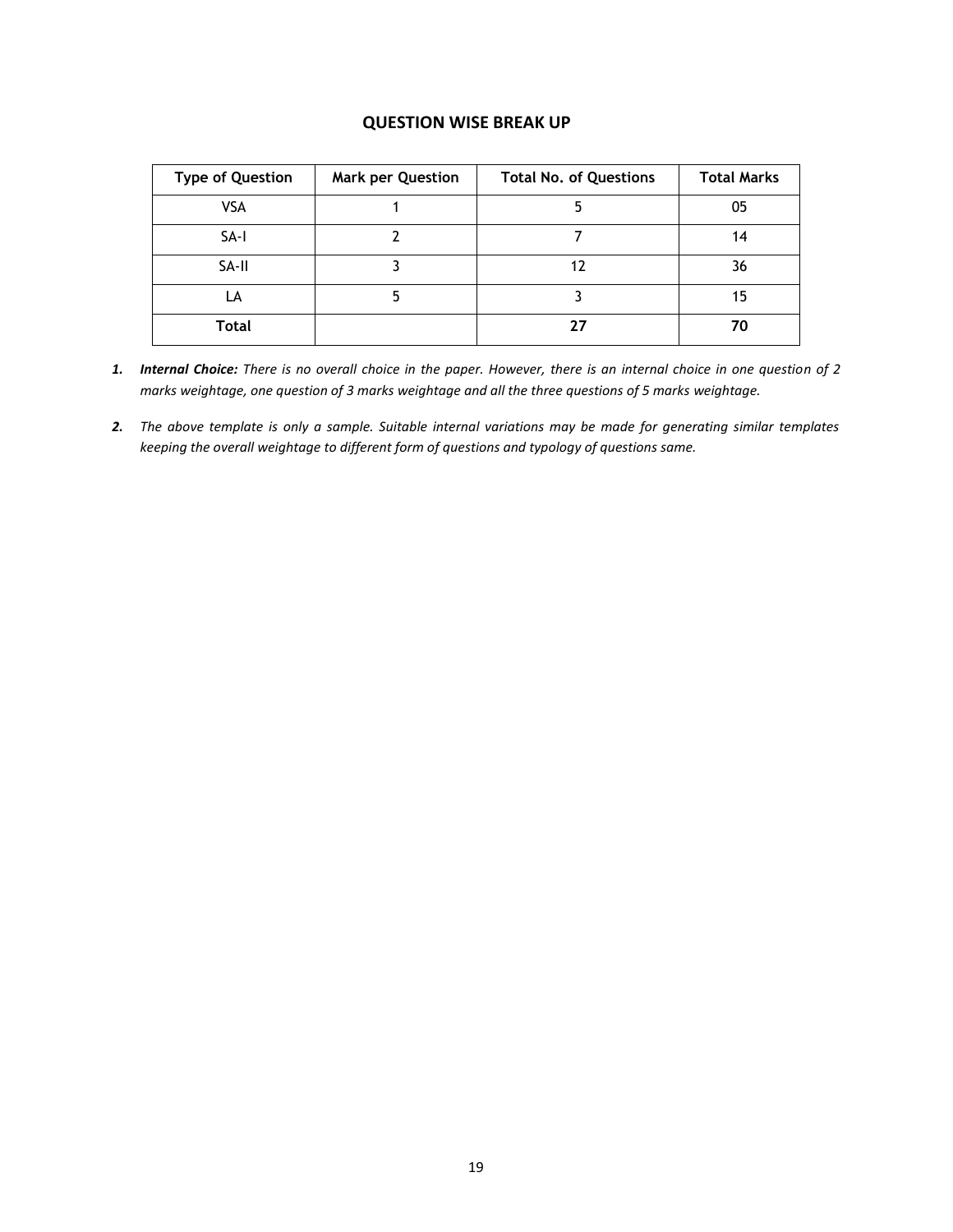## QUESTION WISE BREAK UP

| Type of Question | Mark per Question | Total No. of Questions | Total Marks |
|---|---|---|---|
| VSA | 1 | 5 | 05 |
| SA-I | 2 | 7 | 14 |
| SA-II | 3 | 12 | 36 |
| LA | 5 | 3 | 15 |
| **Total** | | **27** | **70** |

1. ***Internal Choice:*** *There is no overall choice in the paper. However, there is an internal choice in one question of 2 marks weightage, one question of 3 marks weightage and all the three questions of 5 marks weightage.*

2. *The above template is only a sample. Suitable internal variations may be made for generating similar templates keeping the overall weightage to different form of questions and typology of questions same.*